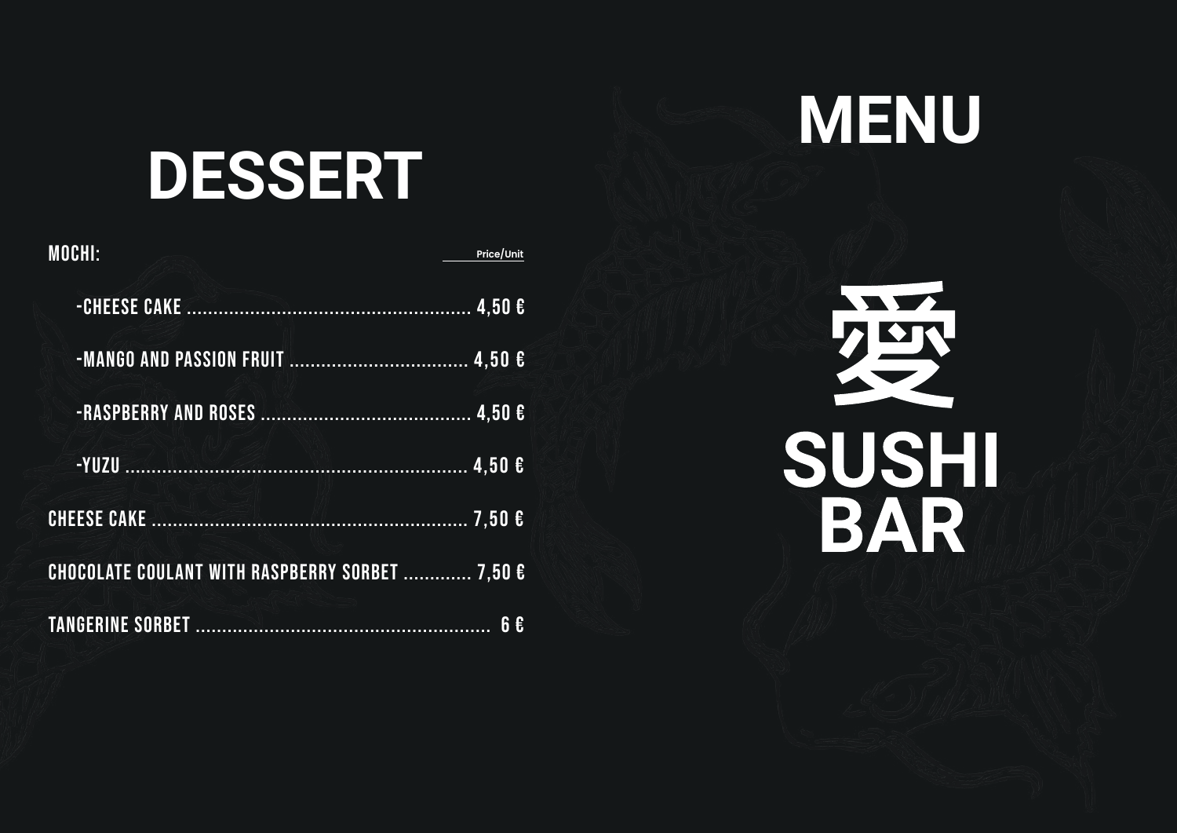# DESSERT

| MOCHI: | Price/Unit |
|---|---|
| -CHEESE CAKE | 4,50 € |
| -MANGO AND PASSION FRUIT | 4,50 € |
| -RASPBERRY AND ROSES | 4,50 € |
| -YUZU | 4,50 € |
| CHEESE CAKE | 7,50 € |
| CHOCOLATE COULANT WITH RASPBERRY SORBET | 7,50 € |
| TANGERINE SORBET | 6 € |

# MENU

# 愛

# SUSHI BAR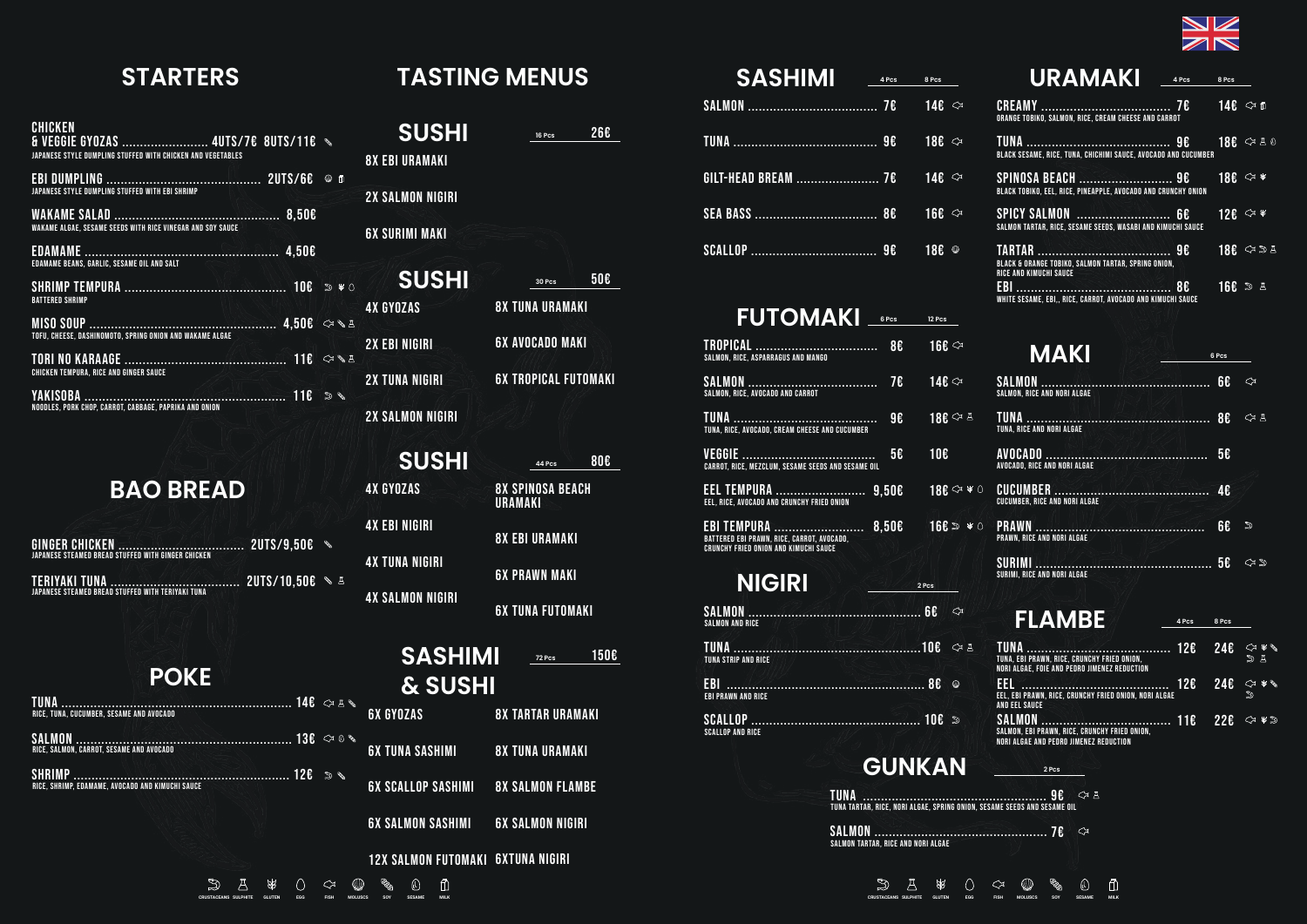## STARTERS

**CHICKEN & VEGGIE GYOZAS** ........ 4UTS/7€ 8UTS/11€
JAPANESE STYLE DUMPLING STUFFED WITH CHICKEN AND VEGETABLES

**EBI DUMPLING** ........ 2UTS/6€
JAPANESE STYLE DUMPLING STUFFED WITH EBI SHRIMP

**WAKAME SALAD** ........ 8,50€
WAKAME ALGAE, SESAME SEEDS WITH RICE VINEGAR AND SOY SAUCE

**EDAMAME** ........ 4,50€
EDAMAME BEANS, GARLIC, SESAME OIL AND SALT

**SHRIMP TEMPURA** ........ 10€
BATTERED SHRIMP

**MISO SOUP** ........ 4,50€
TOFU, CHEESE, DASHINOMOTO, SPRING ONION AND WAKAME ALGAE

**TORI NO KARAAGE** ........ 11€
CHICKEN TEMPURA, RICE AND GINGER SAUCE

**YAKISOBA** ........ 11€
NOODLES, PORK CHOP, CARROT, CABBAGE, PAPRIKA AND ONION

## BAO BREAD

**GINGER CHICKEN** ........ 2UTS/9,50€
JAPANESE STEAMED BREAD STUFFED WITH GINGER CHICKEN

**TERIYAKI TUNA** ........ 2UTS/10,50€
JAPANESE STEAMED BREAD STUFFED WITH TERIYAKI TUNA

## POKE

**TUNA** ........ 14€
RICE, TUNA, CUCUMBER, SESAME AND AVOCADO

**SALMON** ........ 13€
RICE, SALMON, CARROT, SESAME AND AVOCADO

**SHRIMP** ........ 12€
RICE, SHRIMP, EDAMAME, AVOCADO AND KIMUCHI SAUCE

## TASTING MENUS

### SUSHI — 16 Pcs — 26€

- 8X EBI URAMAKI
- 2X SALMON NIGIRI
- 6X SURIMI MAKI

### SUSHI — 30 Pcs — 50€

- 4X GYOZAS
- 2X EBI NIGIRI
- 2X TUNA NIGIRI
- 2X SALMON NIGIRI
- 8X TUNA URAMAKI
- 6X AVOCADO MAKI
- 6X TROPICAL FUTOMAKI

### SUSHI — 44 Pcs — 80€

- 4X GYOZAS
- 4X EBI NIGIRI
- 4X TUNA NIGIRI
- 4X SALMON NIGIRI
- 8X SPINOSA BEACH URAMAKI
- 8X EBI URAMAKI
- 6X PRAWN MAKI
- 6X TUNA FUTOMAKI

### SASHIMI & SUSHI — 72 Pcs — 150€

- 6X GYOZAS
- 6X TUNA SASHIMI
- 6X SCALLOP SASHIMI
- 6X SALMON SASHIMI
- 12X SALMON FUTOMAKI
- 8X TARTAR URAMAKI
- 8X TUNA URAMAKI
- 8X SALMON FLAMBE
- 6X SALMON NIGIRI
- 6XTUNA NIGIRI

## SASHIMI

| | 4 Pcs | 8 Pcs |
|---|---|---|
| SALMON | 7€ | 14€ |
| TUNA | 9€ | 18€ |
| GILT-HEAD BREAM | 7€ | 14€ |
| SEA BASS | 8€ | 16€ |
| SCALLOP | 9€ | 18€ |

## FUTOMAKI

| | 6 Pcs | 12 Pcs |
|---|---|---|
| **TROPICAL**<br>SALMON, RICE, ASPARRAGUS AND MANGO | 8€ | 16€ |
| **SALMON**<br>SALMON, RICE, AVOCADO AND CARROT | 7€ | 14€ |
| **TUNA**<br>TUNA, RICE, AVOCADO, CREAM CHEESE AND CUCUMBER | 9€ | 18€ |
| **VEGGIE**<br>CARROT, RICE, MEZCLUM, SESAME SEEDS AND SESAME OIL | 5€ | 10€ |
| **EEL TEMPURA**<br>EEL, RICE, AVOCADO AND CRUNCHY FRIED ONION | 9,50€ | 18€ |
| **EBI TEMPURA**<br>BATTERED EBI PRAWN, RICE, CARROT, AVOCADO, CRUNCHY FRIED ONION AND KIMUCHI SAUCE | 8,50€ | 16€ |

## NIGIRI

| | 2 Pcs |
|---|---|
| **SALMON**<br>SALMON AND RICE | 6€ |
| **TUNA**<br>TUNA STRIP AND RICE | 10€ |
| **EBI**<br>EBI PRAWN AND RICE | 8€ |
| **SCALLOP**<br>SCALLOP AND RICE | 10€ |

## URAMAKI

| | 4 Pcs | 8 Pcs |
|---|---|---|
| **CREAMY**<br>ORANGE TOBIKO, SALMON, RICE, CREAM CHEESE AND CARROT | 7€ | 14€ |
| **TUNA**<br>BLACK SESAME, RICE, TUNA, CHICHIMI SAUCE, AVOCADO AND CUCUMBER | 9€ | 18€ |
| **SPINOSA BEACH**<br>BLACK TOBIKO, EEL, RICE, PINEAPPLE, AVOCADO AND CRUNCHY ONION | 9€ | 18€ |
| **SPICY SALMON**<br>SALMON TARTAR, RICE, SESAME SEEDS, WASABI AND KIMUCHI SAUCE | 6€ | 12€ |
| **TARTAR**<br>BLACK & ORANGE TOBIKO, SALMON TARTAR, SPRING ONION, RICE AND KIMUCHI SAUCE | 9€ | 18€ |
| **EBI**<br>WHITE SESAME, EBI,, RICE, CARROT, AVOCADO AND KIMUCHI SAUCE | 8€ | 16€ |

## MAKI

| | 6 Pcs |
|---|---|
| **SALMON**<br>SALMON, RICE AND NORI ALGAE | 6€ |
| **TUNA**<br>TUNA, RICE AND NORI ALGAE | 8€ |
| **AVOCADO**<br>AVOCADO, RICE AND NORI ALGAE | 5€ |
| **CUCUMBER**<br>CUCUMBER, RICE AND NORI ALGAE | 4€ |
| **PRAWN**<br>PRAWN, RICE AND NORI ALGAE | 6€ |
| **SURIMI**<br>SURIMI, RICE AND NORI ALGAE | 5€ |

## FLAMBE

| | 4 Pcs | 8 Pcs |
|---|---|---|
| **TUNA**<br>TUNA, EBI PRAWN, RICE, CRUNCHY FRIED ONION, NORI ALGAE, FOIE AND PEDRO JIMENEZ REDUCTION | 12€ | 24€ |
| **EEL**<br>EEL, EBI PRAWN, RICE, CRUNCHY FRIED ONION, NORI ALGAE AND EEL SAUCE | 12€ | 24€ |
| **SALMON**<br>SALMON, EBI PRAWN, RICE, CRUNCHY FRIED ONION, NORI ALGAE AND PEDRO JIMENEZ REDUCTION | 11€ | 22€ |

## GUNKAN

| | 2 Pcs |
|---|---|
| **TUNA**<br>TUNA TARTAR, RICE, NORI ALGAE, SPRING ONION, SESAME SEEDS AND SESAME OIL | 9€ |
| **SALMON**<br>SALMON TARTAR, RICE AND NORI ALGAE | 7€ |

CRUSTACEANS · SULPHITE · GLUTEN · EGG · FISH · MOLLUSCS · SOY · SESAME · MILK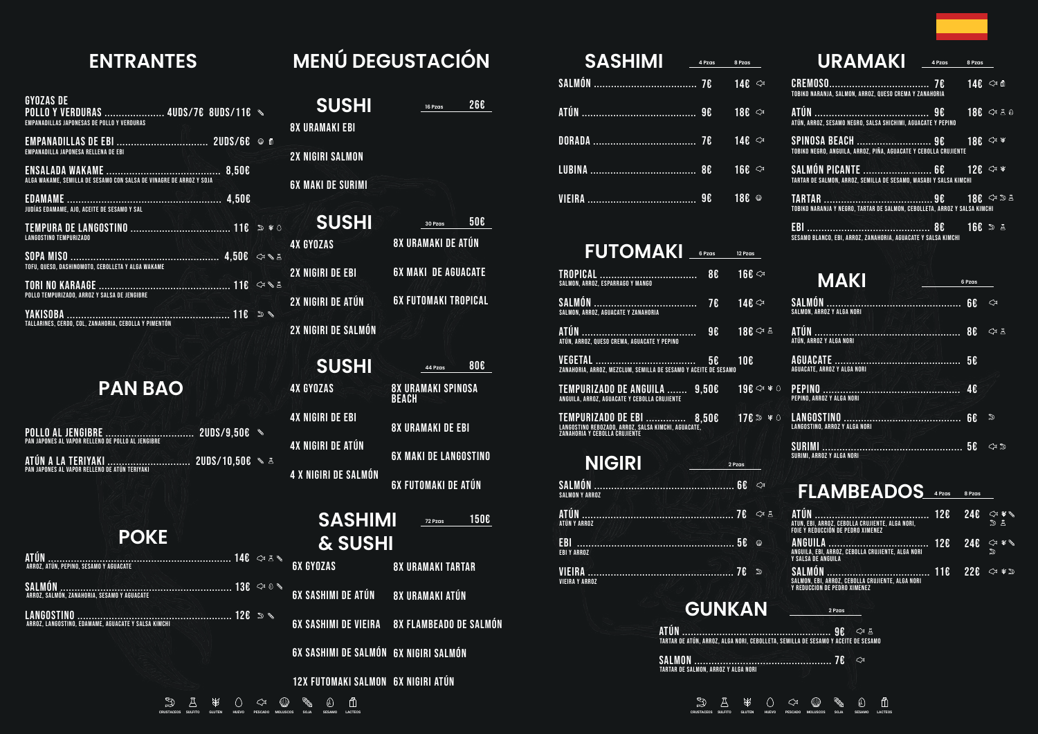## ENTRANTES

**GYOZAS DE POLLO Y VERDURAS** ..................... 4UDS/7€ 8UDS/11€
EMPANADILLAS JAPONESAS DE POLLO Y VERDURAS

**EMPANADILLAS DE EBI** ................................ 2UDS/6€
EMPANADILLA JAPONESA RELLENA DE EBI

**ENSALADA WAKAME** ........................................ 8,50€
ALGA WAKAME, SEMILLA DE SESAMO CON SALSA DE VINAGRE DE ARROZ Y SOJA

**EDAMAME** ...................................................... 4,50€
JUDÍAS EDAMAME, AJO, ACEITE DE SESAMO Y SAL

**TEMPURA DE LANGOSTINO** .................................. 11€
LANGOSTINO TEMPURIZADO

**SOPA MISO** .................................................... 4,50€
TOFU, QUESO, DASHINOMOTO, CEBOLLETA Y ALGA WAKAME

**TORI NO KARAAGE** ............................................ 11€
POLLO TEMPURIZADO, ARROZ Y SALSA DE JENGIBRE

**YAKISOBA** ...................................................... 11€
TALLARINES, CERDO, COL, ZANAHORIA, CEBOLLA Y PIMENTÓN

## PAN BAO

**POLLO AL JENGIBRE** .............................. 2UDS/9,50€
PAN JAPONES AL VAPOR RELLENO DE POLLO AL JENGIBRE

**ATÚN A LA TERIYAKI** ............................ 2UDS/10,50€
PAN JAPONES AL VAPOR RELLENO DE ATÚN TERIYAKI

## POKE

**ATÚN** ............................................................... 14€
ARROZ, ATÚN, PEPINO, SESAMO Y AGUACATE

**SALMÓN** ............................................................ 13€
ARROZ, SALMÓN, ZANAHORIA, SESAMO Y AGUACATE

**LANGOSTINO** ...................................................... 12€
ARROZ, LANGOSTINO, EDAMAME, AGUACATE Y SALSA KIMCHI

## MENÚ DEGUSTACIÓN

### SUSHI — 16 Pzas — 26€

- 8X URAMAKI EBI
- 2X NIGIRI SALMON
- 6X MAKI DE SURIMI

### SUSHI — 30 Pzas — 50€

- 4X GYOZAS
- 2X NIGIRI DE EBI
- 2X NIGIRI DE ATÚN
- 2X NIGIRI DE SALMÓN
- 8X URAMAKI DE ATÚN
- 6X MAKI DE AGUACATE
- 6X FUTOMAKI TROPICAL

### SUSHI — 44 Pzas — 80€

- 4X GYOZAS
- 4X NIGIRI DE EBI
- 4X NIGIRI DE ATÚN
- 4 X NIGIRI DE SALMÓN
- 8X URAMAKI SPINOSA BEACH
- 8X URAMAKI DE EBI
- 6X MAKI DE LANGOSTINO
- 6X FUTOMAKI DE ATÚN

### SASHIMI & SUSHI — 72 Pzas — 150€

- 6X GYOZAS
- 6X SASHIMI DE ATÚN
- 6X SASHIMI DE VIEIRA
- 6X SASHIMI DE SALMÓN
- 12X FUTOMAKI SALMON
- 8X URAMAKI TARTAR
- 8X URAMAKI ATÚN
- 8X FLAMBEADO DE SALMÓN
- 6X NIGIRI SALMÓN
- 6X NIGIRI ATÚN

## SASHIMI

| | 4 Pzas | 8 Pzas |
|---|---|---|
| SALMÓN | 7€ | 14€ |
| ATÚN | 9€ | 18€ |
| DORADA | 7€ | 14€ |
| LUBINA | 8€ | 16€ |
| VIEIRA | 9€ | 18€ |

## FUTOMAKI

| | 6 Pzas | 12 Pzas |
|---|---|---|
| TROPICAL — SALMON, ARROZ, ESPARRAGO Y MANGO | 8€ | 16€ |
| SALMÓN — SALMON, ARROZ, AGUACATE Y ZANAHORIA | 7€ | 14€ |
| ATÚN — ATÚN, ARROZ, QUESO CREMA, AGUACATE Y PEPINO | 9€ | 18€ |
| VEGETAL — ZANAHORIA, ARROZ, MEZCLUM, SEMILLA DE SESAMO Y ACEITE DE SESAMO | 5€ | 10€ |
| TEMPURIZADO DE ANGUILA — ANGUILA, ARROZ, AGUACATE Y CEBOLLA CRUJIENTE | 9,50€ | 19€ |
| TEMPURIZADO DE EBI — LANGOSTINO REBOZADO, ARROZ, SALSA KIMCHI, AGUACATE, ZANAHORIA Y CEBOLLA CRUJIENTE | 8,50€ | 17€ |

## NIGIRI

2 Pzas

**SALMÓN** ............................................ 6€
SALMON Y ARROZ

**ATÚN** ................................................ 7€
ATÚN Y ARROZ

**EBI** ................................................... 5€
EBI Y ARROZ

**VIEIRA** .............................................. 7€
VIEIRA Y ARROZ

## GUNKAN

2 Pzas

**ATÚN** ................................................ 9€
TARTAR DE ATÚN, ARROZ, ALGA NORI, CEBOLLETA, SEMILLA DE SESAMO Y ACEITE DE SESAMO

**SALMON** ............................................ 7€
TARTAR DE SALMON, ARROZ Y ALGA NORI

## URAMAKI

| | 4 Pzas | 8 Pzas |
|---|---|---|
| CREMOSO — TOBIKO NARANJA, SALMON, ARROZ, QUESO CREMA Y ZANAHORIA | 7€ | 14€ |
| ATÚN — ATÚN, ARROZ, SESAMO NEGRO, SALSA SHICHIMI, AGUACATE Y PEPINO | 9€ | 18€ |
| SPINOSA BEACH — TOBIKO NEGRO, ANGUILA, ARROZ, PIÑA, AGUACATE Y CEBOLLA CRUJIENTE | 9€ | 18€ |
| SALMÓN PICANTE — TARTAR DE SALMON, ARROZ, SEMILLA DE SESAMO, WASABI Y SALSA KIMCHI | 6€ | 12€ |
| TARTAR — TOBIKO NARANJA Y NEGRO, TARTAR DE SALMON, CEBOLLETA, ARROZ Y SALSA KIMCHI | 9€ | 18€ |
| EBI — SESAMO BLANCO, EBI, ARROZ, ZANAHORIA, AGUACATE Y SALSA KIMCHI | 8€ | 16€ |

## MAKI

6 Pzas

**SALMÓN** ............................................ 6€
SALMON, ARROZ Y ALGA NORI

**ATÚN** ................................................ 8€
ATÚN, ARROZ Y ALGA NORI

**AGUACATE** ......................................... 5€
AGUACATE, ARROZ Y ALGA NORI

**PEPINO** ............................................. 4€
PEPINO, ARROZ Y ALGA NORI

**LANGOSTINO** ...................................... 6€
LANGOSTINO, ARROZ Y ALGA NORI

**SURIMI** .............................................. 5€
SURIMI, ARROZ Y ALGA NORI

## FLAMBEADOS

| | 4 Pzas | 8 Pzas |
|---|---|---|
| ATÚN — ATUN, EBI, ARROZ, CEBOLLA CRUJIENTE, ALGA NORI, FOIE Y REDUCCIÓN DE PEDRO XIMENEZ | 12€ | 24€ |
| ANGUILA — ANGUILA, EBI, ARROZ, CEBOLLA CRUJIENTE, ALGA NORI Y SALSA DE ANGUILA | 12€ | 24€ |
| SALMÓN — SALMON, EBI, ARROZ, CEBOLLA CRUJIENTE, ALGA NORI Y REDUCCION DE PEDRO XIMENEZ | 11€ | 22€ |

CRUSTACEOS · SULFITO · GLUTEN · HUEVO · PESCADO · MOLUSCOS · SOJA · SESAMO · LACTEOS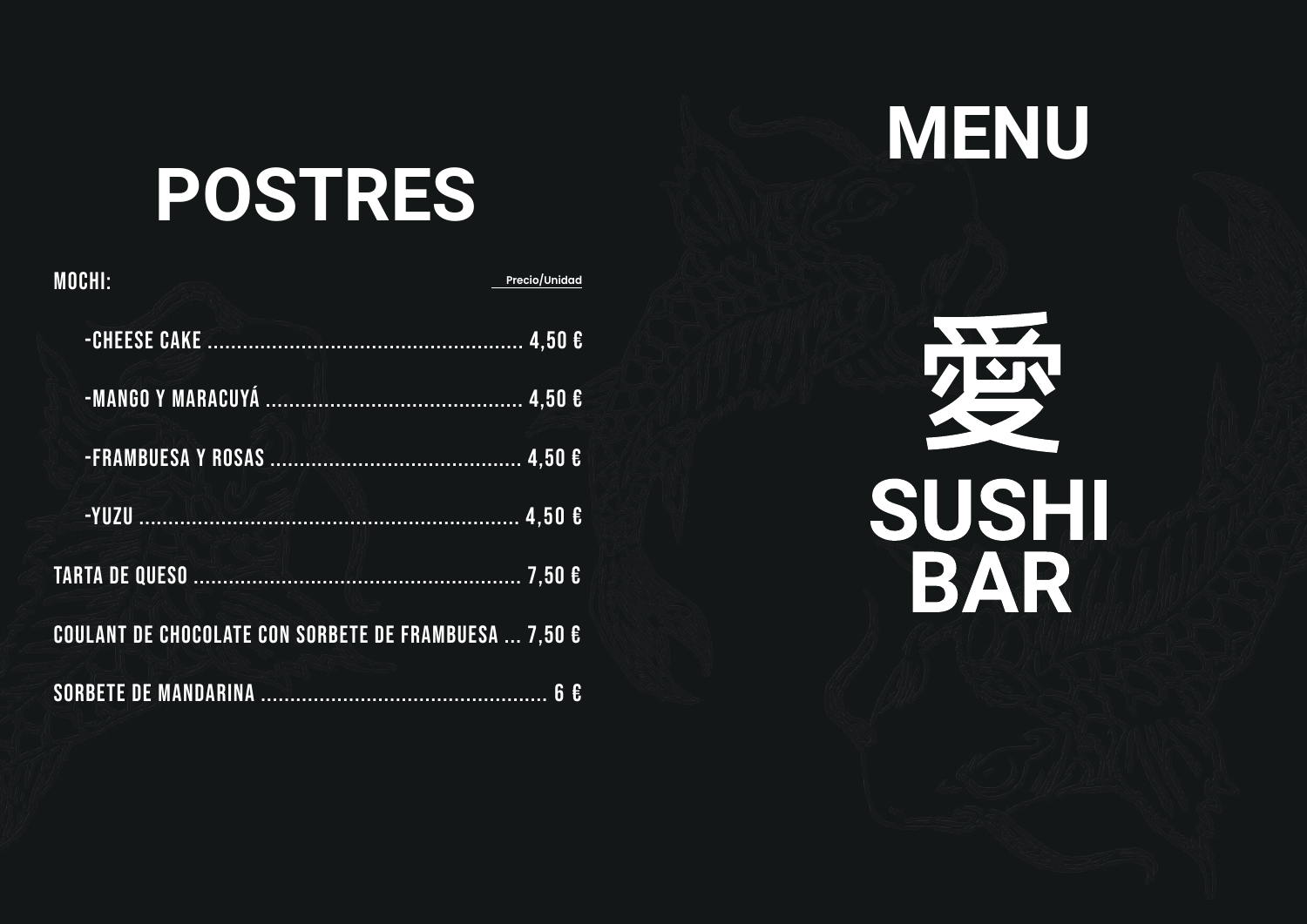# POSTRES

MOCHI: Precio/Unidad

- -CHEESE CAKE ...................................................... 4,50 €
- -MANGO Y MARACUYÁ ........................................... 4,50 €
- -FRAMBUESA Y ROSAS .......................................... 4,50 €
- -YUZU ................................................................. 4,50 €

TARTA DE QUESO ....................................................... 7,50 €

COULANT DE CHOCOLATE CON SORBETE DE FRAMBUESA ... 7,50 €

SORBETE DE MANDARINA ................................................. 6 €

# MENU

愛

SUSHI BAR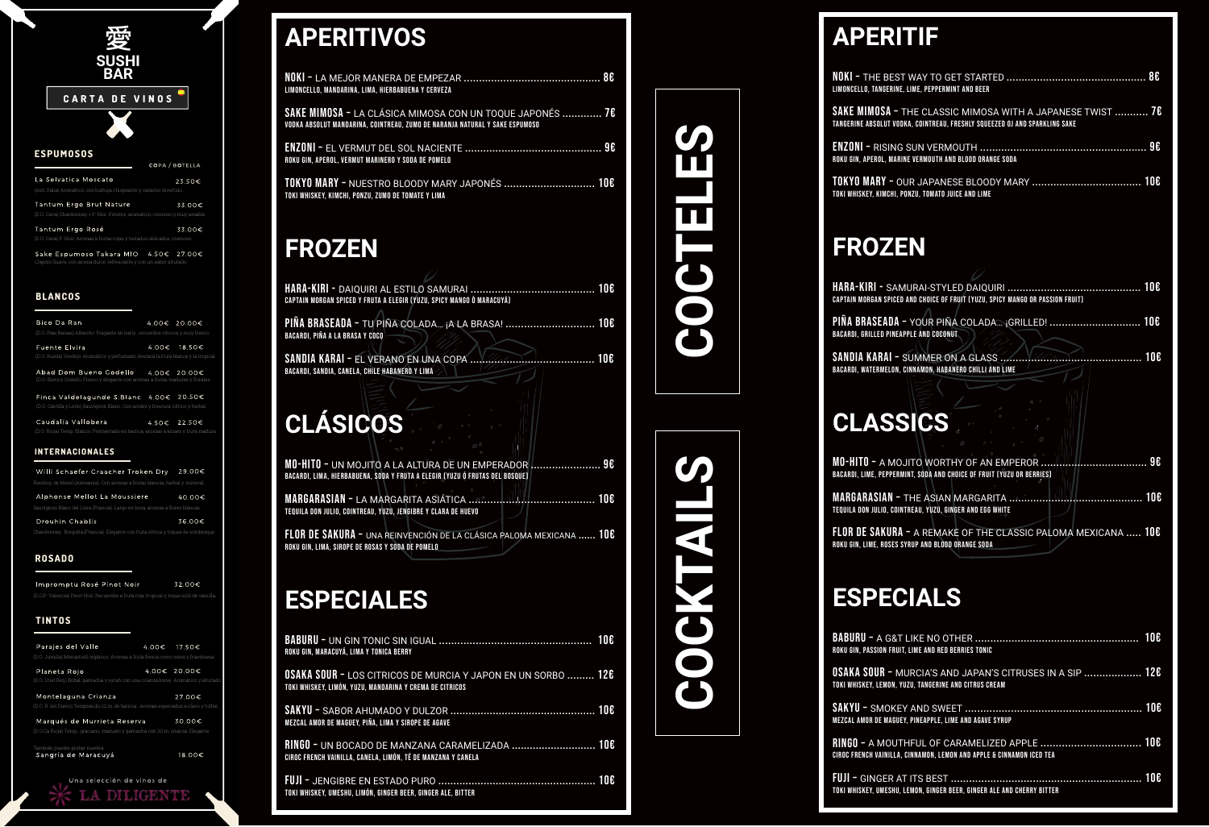# 愛 SUSHI BAR

## CARTA DE VINOS

### ESPUMOSOS

| | COPA / BOTELLA |
|---|---|
| La Selvatica Moscato | 23.50€ |
| (Asti, Italia) Aromático, con burbuja chispeante y carácter divertido. | |
| Tantum Ergo Brut Nature | 33.00€ |
| (D.O. Cava) Chardonnay + P. Noir. Potente, aromático, cremoso y muy amable. | |
| Tantum Ergo Rosé | 33.00€ |
| (D.O. Cava) P. Noir. Aromas a frutas rojas y tostados delicados, cremoso. | |
| Sake Espumoso Takara MIO | 4.50€ 27.00€ |
| (Japón) Suave, con aroma dulce, refrescante y con un sabor afrutado. | |

### BLANCOS

| | |
|---|---|
| Bico Da Ran | 4.00€ 20.00€ |
| (D.O. Rías Baixas) Albariño. Fragante en nariz, recuerdos cítricos y muy fresco. | |
| Fuente Elvira | 4.00€ 18.50€ |
| (D.O. Rueda) Verdejo. Aromático y perfumado, destaca la fruta blanca y la tropical. | |
| Abad Dom Bueno Godello | 4.00€ 20.00€ |
| (D.O. Bierzo) Godello. Fresco y elegante con aromas a frutas maduras y florales. | |
| Finca Valdelagunde S.Blanc | 4.00€ 20.50€ |
| (D.O. Castilla y León) Sauvignon Blanc. Con acidez y frescura, cítrico y herbal. | |
| Caudalía Vallobera | 4.50€ 22.50€ |
| (D.O. Rioja) Temp. Blanco. Fermentado en barrica, aromas a anisees y fruta madura. | |

### INTERNACIONALES

| | |
|---|---|
| Willi Schaefer Graacher Troken Dry | 29.00€ |
| Riesling, de Mosel (Alemania). Con aromas a frutas blancas, herbal y mineral. | |
| Alphonse Mellot La Moussiere | 40.00€ |
| Sauvignon Blanc del Loira (Francia). Largo en boca, aromas a flores blancas. | |
| Drouhin Chablis | 36.00€ |
| Chardonnay. Borgoña (Francia). Elegante con fruta cítrica y toque de sotobosque. | |

### ROSADO

| | |
|---|---|
| Impromptu Rosé Pinot Noir | 32.00€ |
| (D.O.P. Valencia) Pinot Noir. Recuerdos a fruta roja, tropical y toque sutil de vainilla. | |

### TINTOS

| | |
|---|---|
| Parajes del Valle | 4.00€ 17.50€ |
| (D.O. Jumilla) Monastrell orgánico. Aromas a fruta fresca como mora y frambuesa. | |
| Planeta Rojo | 4.00€ 20.00€ |
| (D.O. Utiel Req.) Bobal, garnacha y syrah con una crianza breve. Aromático y afrutado. | |
| Montelaguna Crianza | 27.00€ |
| (D.O. R. del Duero) Tempranillo (12 m. de barrica). Aromas especiados a clavo y toffee. | |
| Marqués de Murrieta Reserva | 30.00€ |
| (D.O.Ca Rioja) Temp., graciano, mazuelo y garnacha con 20 m. crianza. Elegante. | |
| También puedes probar nuestra | |
| Sangría de Maracuyá | 18.00€ |

Una selección de vinos de LA DILIGENTE

# COCTELES

## APERITIVOS

**NOKI** - LA MEJOR MANERA DE EMPEZAR .......... 8€
LIMONCELLO, MANDARINA, LIMA, HIERBABUENA Y CERVEZA

**SAKE MIMOSA** - LA CLÁSICA MIMOSA CON UN TOQUE JAPONÉS .......... 7€
VODKA ABSOLUT MANDARINA, COINTREAU, ZUMO DE NARANJA NATURAL Y SAKE ESPUMOSO

**ENZONI** - EL VERMUT DEL SOL NACIENTE .......... 9€
ROKU GIN, APEROL, VERMUT MARINERO Y SODA DE POMELO

**TOKYO MARY** - NUESTRO BLOODY MARY JAPONÉS .......... 10€
TOKI WHISKEY, KIMCHI, PONZU, ZUMO DE TOMATE Y LIMA

## FROZEN

**HARA-KIRI** - DAIQUIRI AL ESTILO SAMURAI .......... 10€
CAPTAIN MORGAN SPICED Y FRUTA A ELEGIR (YUZU, SPICY MANGO Ó MARACUYÁ)

**PIÑA BRASEADA** - TU PIÑA COLADA... ¡A LA BRASA! .......... 10€
BACARDI, PIÑA A LA BRASA Y COCO

**SANDIA KARAI** - EL VERANO EN UNA COPA .......... 10€
BACARDI, SANDIA, CANELA, CHILE HABANERO Y LIMA

## CLÁSICOS

**MO-HITO** - UN MOJITO A LA ALTURA DE UN EMPERADOR .......... 9€
BACARDI, LIMA, HIERBABUENA, SODA Y FRUTA A ELEGIR (YUZU Ó FRUTAS DEL BOSQUE)

**MARGARASIAN** - LA MARGARITA ASIÁTICA .......... 10€
TEQUILA DON JULIO, COINTREAU, YUZU, JENGIBRE Y CLARA DE HUEVO

**FLOR DE SAKURA** - UNA REINVENCIÓN DE LA CLÁSICA PALOMA MEXICANA .......... 10€
ROKU GIN, LIMA, SIROPE DE ROSAS Y SODA DE POMELO

## ESPECIALES

**BABURU** - UN GIN TONIC SIN IGUAL .......... 10€
ROKU GIN, MARACUYÁ, LIMA Y TONICA BERRY

**OSAKA SOUR** - LOS CITRICOS DE MURCIA Y JAPON EN UN SORBO .......... 12€
TOKI WHISKEY, LIMÓN, YUZU, MANDARINA Y CREMA DE CITRICOS

**SAKYU** - SABOR AHUMADO Y DULZOR .......... 10€
MEZCAL AMOR DE MAGUEY, PIÑA, LIMA Y SIROPE DE AGAVE

**RINGO** - UN BOCADO DE MANZANA CARAMELIZADA .......... 10€
CIROC FRENCH VAINILLA, CANELA, LIMÓN, TÉ DE MANZANA Y CANELA

**FUJI** - JENGIBRE EN ESTADO PURO .......... 10€
TOKI WHISKEY, UMESHU, LIMÓN, GINGER BEER, GINGER ALE, BITTER

# COCKTAILS

## APERITIF

**NOKI** - THE BEST WAY TO GET STARTED .......... 8€
LIMONCELLO, TANGERINE, LIME, PEPPERMINT AND BEER

**SAKE MIMOSA** - THE CLASSIC MIMOSA WITH A JAPANESE TWIST .......... 7€
TANGERINE ABSOLUT VODKA, COINTREAU, FRESHLY SQUEEZED OJ AND SPARKLING SAKE

**ENZONI** - RISING SUN VERMOUTH .......... 9€
ROKU GIN, APEROL, MARINE VERMOUTH AND BLOOD ORANGE SODA

**TOKYO MARY** - OUR JAPANESE BLOODY MARY .......... 10€
TOKI WHISKEY, KIMCHI, PONZU, TOMATO JUICE AND LIME

## FROZEN

**HARA-KIRI** - SAMURAI-STYLED DAIQUIRI .......... 10€
CAPTAIN MORGAN SPICED AND CHOICE OF FRUIT (YUZU, SPICY MANGO OR PASSION FRUIT)

**PIÑA BRASEADA** - YOUR PIÑA COLADA... ¡GRILLED! .......... 10€
BACARDI, GRILLED PINEAPPLE AND COCONUT

**SANDIA KARAI** - SUMMER ON A GLASS .......... 10€
BACARDI, WATERMELON, CINNAMON, HABANERO CHILLI AND LIME

## CLASSICS

**MO-HITO** - A MOJITO WORTHY OF AN EMPEROR .......... 9€
BACARDI, LIME, PEPPERMINT, SODA AND CHOICE OF FRUIT (YUZU OR BERRIES)

**MARGARASIAN** - THE ASIAN MARGARITA .......... 10€
TEQUILA DON JULIO, COINTREAU, YUZU, GINGER AND EGG WHITE

**FLOR DE SAKURA** - A REMAKE OF THE CLASSIC PALOMA MEXICANA .......... 10€
ROKU GIN, LIME, ROSES SYRUP AND BLOOD ORANGE SODA

## ESPECIALS

**BABURU** - A G&T LIKE NO OTHER .......... 10€
ROKU GIN, PASSION FRUIT, LIME AND RED BERRIES TONIC

**OSAKA SOUR** - MURCIA'S AND JAPAN'S CITRUSES IN A SIP .......... 12€
TOKI WHISKEY, LEMON, YUZU, TANGERINE AND CITRUS CREAM

**SAKYU** - SMOKEY AND SWEET .......... 10€
MEZCAL AMOR DE MAGUEY, PINEAPPLE, LIME AND AGAVE SYRUP

**RINGO** - A MOUTHFUL OF CARAMELIZED APPLE .......... 10€
CIROC FRENCH VAINILLA, CINNAMON, LEMON AND APPLE & CINNAMON ICED TEA

**FUJI** - GINGER AT ITS BEST .......... 10€
TOKI WHISKEY, UMESHU, LEMON, GINGER BEER, GINGER ALE AND CHERRY BITTER